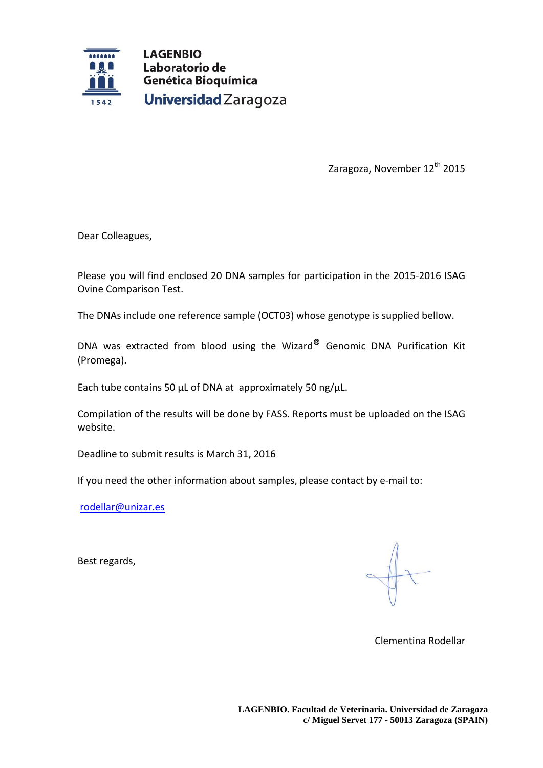**LAGENBIO**
**Laboratorio de**
**Genética Bioquímica**
**Universidad** Zaragoza

1542

Zaragoza, November 12th 2015

Dear Colleagues,

Please you will find enclosed 20 DNA samples for participation in the 2015-2016 ISAG Ovine Comparison Test.

The DNAs include one reference sample (OCT03) whose genotype is supplied bellow.

DNA was extracted from blood using the Wizard® Genomic DNA Purification Kit (Promega).

Each tube contains 50 µL of DNA at approximately 50 ng/µL.

Compilation of the results will be done by FASS. Reports must be uploaded on the ISAG website.

Deadline to submit results is March 31, 2016

If you need the other information about samples, please contact by e-mail to:

rodellar@unizar.es

Best regards,

Clementina Rodellar

**LAGENBIO. Facultad de Veterinaria. Universidad de Zaragoza**
**c/ Miguel Servet 177 - 50013 Zaragoza (SPAIN)**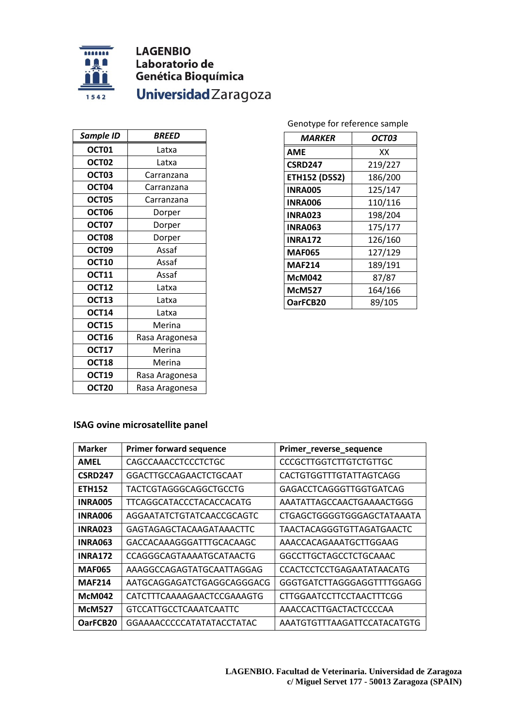**LAGENBIO**
**Laboratorio de Genética Bioquímica**
**Universidad Zaragoza**

| *Sample ID* | *BREED* |
|---|---|
| **OCT01** | Latxa |
| **OCT02** | Latxa |
| **OCT03** | Carranzana |
| **OCT04** | Carranzana |
| **OCT05** | Carranzana |
| **OCT06** | Dorper |
| **OCT07** | Dorper |
| **OCT08** | Dorper |
| **OCT09** | Assaf |
| **OCT10** | Assaf |
| **OCT11** | Assaf |
| **OCT12** | Latxa |
| **OCT13** | Latxa |
| **OCT14** | Latxa |
| **OCT15** | Merina |
| **OCT16** | Rasa Aragonesa |
| **OCT17** | Merina |
| **OCT18** | Merina |
| **OCT19** | Rasa Aragonesa |
| **OCT20** | Rasa Aragonesa |

Genotype for reference sample

| *MARKER* | *OCT03* |
|---|---|
| **AME** | XX |
| **CSRD247** | 219/227 |
| **ETH152 (D5S2)** | 186/200 |
| **INRA005** | 125/147 |
| **INRA006** | 110/116 |
| **INRA023** | 198/204 |
| **INRA063** | 175/177 |
| **INRA172** | 126/160 |
| **MAF065** | 127/129 |
| **MAF214** | 189/191 |
| **McM042** | 87/87 |
| **McM527** | 164/166 |
| **OarFCB20** | 89/105 |

**ISAG ovine microsatellite panel**

| Marker | Primer forward sequence | Primer_reverse_sequence |
|---|---|---|
| **AMEL** | CAGCCAAACCTCCCTCTGC | CCCGCTTGGTCTTGTCTGTTGC |
| **CSRD247** | GGACTTGCCAGAACTCTGCAAT | CACTGTGGTTTGTATTAGTCAGG |
| **ETH152** | TACTCGTAGGGCAGGCTGCCTG | GAGACCTCAGGGTTGGTGATCAG |
| **INRA005** | TTCAGGCATACCCTACACCACATG | AAATATTAGCCAACTGAAAACTGGG |
| **INRA006** | AGGAATATCTGTATCAACCGCAGTC | CTGAGCTGGGGTGGGAGCTATAAATA |
| **INRA023** | GAGTAGAGCTACAAGATAAACTTC | TAACTACAGGGTGTTAGATGAACTC |
| **INRA063** | GACCACAAAGGGATTTGCACAAGC | AAACCACAGAAATGCTTGGAAG |
| **INRA172** | CCAGGGCAGTAAAATGCATAACTG | GGCCTTGCTAGCCTCTGCAAAC |
| **MAF065** | AAAGGCCAGAGTATGCAATTAGGAG | CCACTCCTCCTGAGAATATAACATG |
| **MAF214** | AATGCAGGAGATCTGAGGCAGGGACG | GGGTGATCTTAGGGAGGTTTTGGAGG |
| **McM042** | CATCTTTCAAAAGAACTCCGAAAGTG | CTTGGAATCCTTCCTAACTTTCGG |
| **McM527** | GTCCATTGCCTCAAATCAATTC | AAACCACTTGACTACTCCCCAA |
| **OarFCB20** | GGAAAACCCCCATATATACCTATAC | AAATGTGTTTAAGATTCCATACATGTG |

**LAGENBIO. Facultad de Veterinaria. Universidad de Zaragoza**
**c/ Miguel Servet 177 - 50013 Zaragoza (SPAIN)**